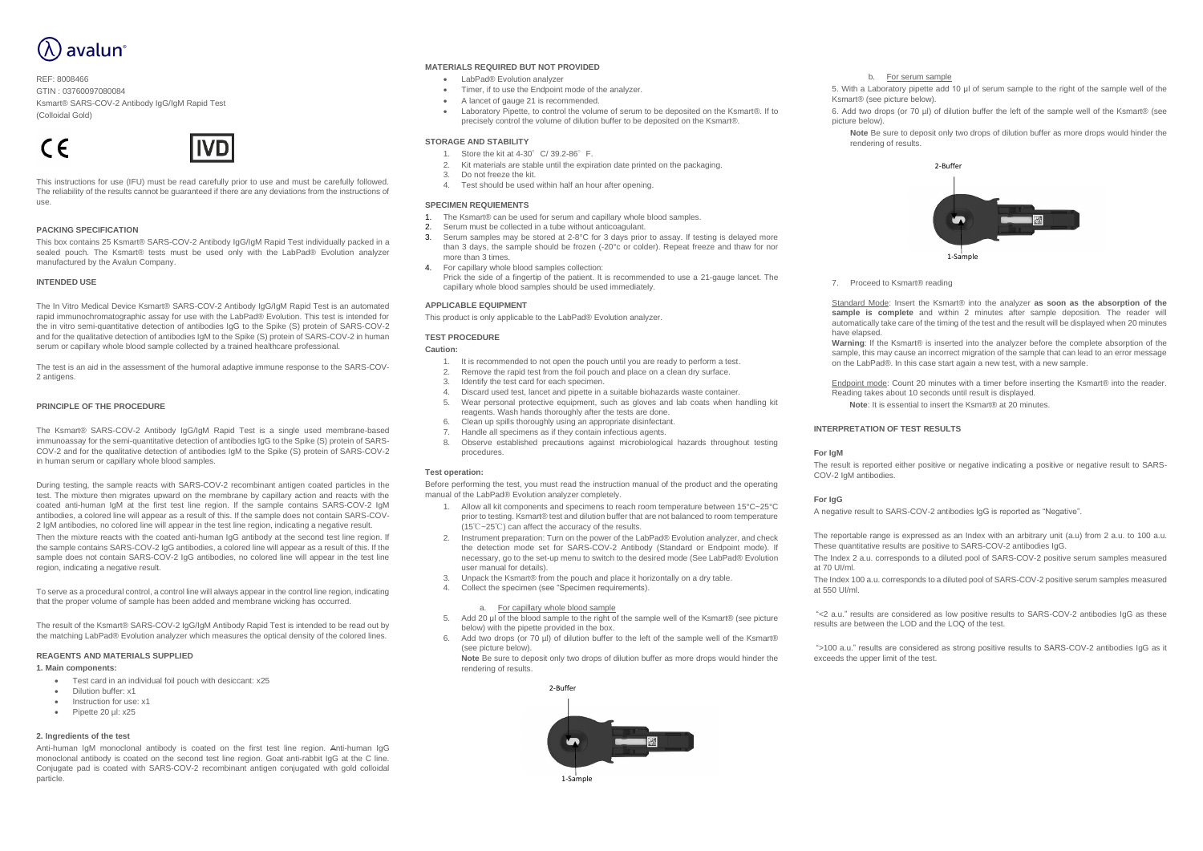# avalun®

REF: 8008466

GTIN : 03760097080084

Ksmart® SARS-COV-2 Antibody IgG/IgM Rapid Test (Colloidal Gold)

CE IVD

This instructions for use (IFU) must be read carefully prior to use and must be carefully followed. The reliability of the results cannot be guaranteed if there are any deviations from the instructions of use.

## PACKING SPECIFICATION

This box contains 25 Ksmart® SARS-COV-2 Antibody IgG/IgM Rapid Test individually packed in a sealed pouch. The Ksmart® tests must be used only with the LabPad® Evolution analyzer manufactured by the Avalun Company.

## INTENDED USE

The In Vitro Medical Device Ksmart® SARS-COV-2 Antibody IgG/IgM Rapid Test is an automated rapid immunochromatographic assay for use with the LabPad® Evolution. This test is intended for the in vitro semi-quantitative detection of antibodies IgG to the Spike (S) protein of SARS-COV-2 and for the qualitative detection of antibodies IgM to the Spike (S) protein of SARS-COV-2 in human serum or capillary whole blood sample collected by a trained healthcare professional.

The test is an aid in the assessment of the humoral adaptive immune response to the SARS-COV-2 antigens.

## PRINCIPLE OF THE PROCEDURE

The Ksmart® SARS-COV-2 Antibody IgG/IgM Rapid Test is a single used membrane-based immunoassay for the semi-quantitative detection of antibodies IgG to the Spike (S) protein of SARS-COV-2 and for the qualitative detection of antibodies IgM to the Spike (S) protein of SARS-COV-2 in human serum or capillary whole blood samples.

During testing, the sample reacts with SARS-COV-2 recombinant antigen coated particles in the test. The mixture then migrates upward on the membrane by capillary action and reacts with the coated anti-human IgM at the first test line region. If the sample contains SARS-COV-2 IgM antibodies, a colored line will appear as a result of this. If the sample does not contain SARS-COV-2 IgM antibodies, no colored line will appear in the test line region, indicating a negative result.

Then the mixture reacts with the coated anti-human IgG antibody at the second test line region. If the sample contains SARS-COV-2 IgG antibodies, a colored line will appear as a result of this. If the sample does not contain SARS-COV-2 IgG antibodies, no colored line will appear in the test line region, indicating a negative result.

To serve as a procedural control, a control line will always appear in the control line region, indicating that the proper volume of sample has been added and membrane wicking has occurred.

The result of the Ksmart® SARS-COV-2 IgG/IgM Antibody Rapid Test is intended to be read out by the matching LabPad® Evolution analyzer which measures the optical density of the colored lines.

## REAGENTS AND MATERIALS SUPPLIED

**1. Main components:**

- Test card in an individual foil pouch with desiccant: x25
- Dilution buffer: x1
- Instruction for use: x1
- Pipette 20 µl: x25

**2. Ingredients of the test**

Anti-human IgM monoclonal antibody is coated on the first test line region. Anti-human IgG monoclonal antibody is coated on the second test line region. Goat anti-rabbit IgG at the C line. Conjugate pad is coated with SARS-COV-2 recombinant antigen conjugated with gold colloidal particle.

## MATERIALS REQUIRED BUT NOT PROVIDED

- LabPad® Evolution analyzer
- Timer, if to use the Endpoint mode of the analyzer.
- A lancet of gauge 21 is recommended.
- Laboratory Pipette, to control the volume of serum to be deposited on the Ksmart®. If to precisely control the volume of dilution buffer to be deposited on the Ksmart®.

## STORAGE AND STABILITY

1. Store the kit at 4-30° C/ 39.2-86° F.
2. Kit materials are stable until the expiration date printed on the packaging.
3. Do not freeze the kit.
4. Test should be used within half an hour after opening.

## SPECIMEN REQUIEMENTS

1. The Ksmart® can be used for serum and capillary whole blood samples.
2. Serum must be collected in a tube without anticoagulant.
3. Serum samples may be stored at 2-8°C for 3 days prior to assay. If testing is delayed more than 3 days, the sample should be frozen (-20°c or colder). Repeat freeze and thaw for nor more than 3 times.
4. For capillary whole blood samples collection:
   Prick the side of a fingertip of the patient. It is recommended to use a 21-gauge lancet. The capillary whole blood samples should be used immediately.

## APPLICABLE EQUIPMENT

This product is only applicable to the LabPad® Evolution analyzer.

## TEST PROCEDURE

**Caution:**

1. It is recommended to not open the pouch until you are ready to perform a test.
2. Remove the rapid test from the foil pouch and place on a clean dry surface.
3. Identify the test card for each specimen.
4. Discard used test, lancet and pipette in a suitable biohazards waste container.
5. Wear personal protective equipment, such as gloves and lab coats when handling kit reagents. Wash hands thoroughly after the tests are done.
6. Clean up spills thoroughly using an appropriate disinfectant.
7. Handle all specimens as if they contain infectious agents.
8. Observe established precautions against microbiological hazards throughout testing procedures.

**Test operation:**

Before performing the test, you must read the instruction manual of the product and the operating manual of the LabPad® Evolution analyzer completely.

1. Allow all kit components and specimens to reach room temperature between 15°C~25°C prior to testing. Ksmart® test and dilution buffer that are not balanced to room temperature (15℃~25℃) can affect the accuracy of the results.
2. Instrument preparation: Turn on the power of the LabPad® Evolution analyzer, and check the detection mode set for SARS-COV-2 Antibody (Standard or Endpoint mode). If necessary, go to the set-up menu to switch to the desired mode (See LabPad® Evolution user manual for details).
3. Unpack the Ksmart® from the pouch and place it horizontally on a dry table.
4. Collect the specimen (see "Specimen requirements).

   a. For capillary whole blood sample

5. Add 20 µl of the blood sample to the right of the sample well of the Ksmart® (see picture below) with the pipette provided in the box.
6. Add two drops (or 70 µl) of dilution buffer to the left of the sample well of the Ksmart® (see picture below).
   **Note** Be sure to deposit only two drops of dilution buffer as more drops would hinder the rendering of results.

2-Buffer

1-Sample

   b. For serum sample

5. With a Laboratory pipette add 10 µl of serum sample to the right of the sample well of the Ksmart® (see picture below).
6. Add two drops (or 70 µl) of dilution buffer the left of the sample well of the Ksmart® (see picture below).
   **Note** Be sure to deposit only two drops of dilution buffer as more drops would hinder the rendering of results.

2-Buffer

1-Sample

7. Proceed to Ksmart® reading

Standard Mode: Insert the Ksmart® into the analyzer **as soon as the absorption of the sample is complete** and within 2 minutes after sample deposition. The reader will automatically take care of the timing of the test and the result will be displayed when 20 minutes have elapsed.

**Warning**: If the Ksmart® is inserted into the analyzer before the complete absorption of the sample, this may cause an incorrect migration of the sample that can lead to an error message on the LabPad®. In this case start again a new test, with a new sample.

Endpoint mode: Count 20 minutes with a timer before inserting the Ksmart® into the reader. Reading takes about 10 seconds until result is displayed.

**Note**: It is essential to insert the Ksmart® at 20 minutes.

## INTERPRETATION OF TEST RESULTS

### For IgM

The result is reported either positive or negative indicating a positive or negative result to SARS-COV-2 IgM antibodies.

### For IgG

A negative result to SARS-COV-2 antibodies IgG is reported as "Negative".

The reportable range is expressed as an Index with an arbitrary unit (a.u) from 2 a.u. to 100 a.u. These quantitative results are positive to SARS-COV-2 antibodies IgG.

The Index 2 a.u. corresponds to a diluted pool of SARS-COV-2 positive serum samples measured at 70 UI/ml.

The Index 100 a.u. corresponds to a diluted pool of SARS-COV-2 positive serum samples measured at 550 UI/ml.

"<2 a.u." results are considered as low positive results to SARS-COV-2 antibodies IgG as these results are between the LOD and the LOQ of the test.

">100 a.u." results are considered as strong positive results to SARS-COV-2 antibodies IgG as it exceeds the upper limit of the test.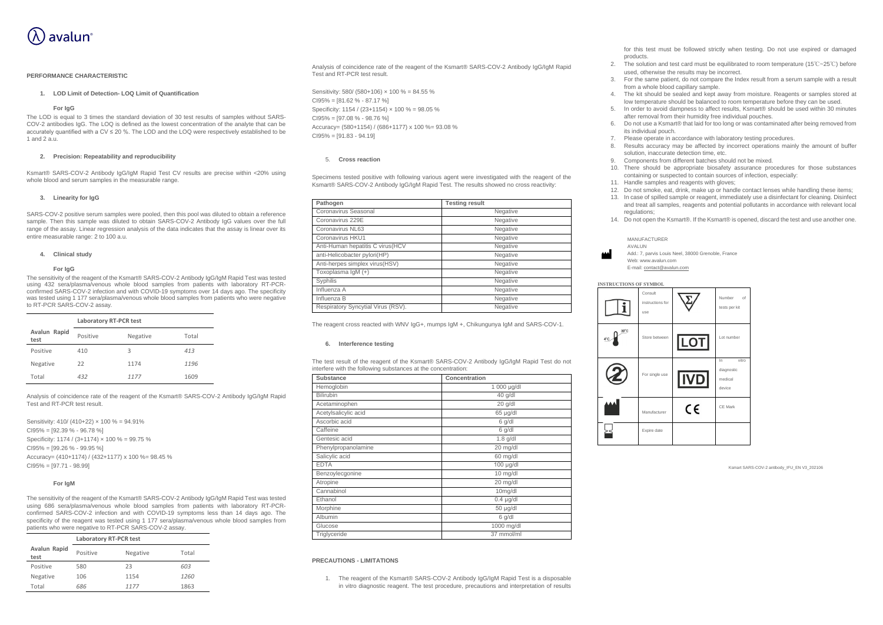# avalun

**PERFORMANCE CHARACTERISTIC**

### 1. LOD Limit of Detection- LOQ Limit of Quantification

**For IgG**

The LOD is equal to 3 times the standard deviation of 30 test results of samples without SARS-COV-2 antibodies IgG. The LOQ is defined as the lowest concentration of the analyte that can be accurately quantified with a CV ≤ 20 %. The LOD and the LOQ were respectively established to be 1 and 2 a.u.

### 2. Precision: Repeatability and reproducibility

Ksmart® SARS-COV-2 Antibody IgG/IgM Rapid Test CV results are precise within <20% using whole blood and serum samples in the measurable range.

### 3. Linearity for IgG

SARS-COV-2 positive serum samples were pooled, then this pool was diluted to obtain a reference sample. Then this sample was diluted to obtain SARS-COV-2 Antibody IgG values over the full range of the assay. Linear regression analysis of the data indicates that the assay is linear over its entire measurable range: 2 to 100 a.u.

### 4. Clinical study

**For IgG**

The sensitivity of the reagent of the Ksmart® SARS-COV-2 Antibody IgG/IgM Rapid Test was tested using 432 sera/plasma/venous whole blood samples from patients with laboratory RT-PCR-confirmed SARS-COV-2 infection and with COVID-19 symptoms over 14 days ago. The specificity was tested using 1 177 sera/plasma/venous whole blood samples from patients who were negative to RT-PCR SARS-COV-2 assay.

| | Laboratory RT-PCR test | | |
|---|---|---|---|
| Avalun Rapid test | Positive | Negative | Total |
| Positive | 410 | 3 | *413* |
| Negative | 22 | 1174 | *1196* |
| Total | *432* | *1177* | 1609 |

Analysis of coincidence rate of the reagent of the Ksmart® SARS-COV-2 Antibody IgG/IgM Rapid Test and RT-PCR test result.

Sensitivity: 410/ (410+22) × 100 % = 94.91%
CI95% = [92.39 % - 96.78 %]
Specificity: 1174 / (3+1174) × 100 % = 99.75 %
CI95% = [99.26 % - 99.95 %]
Accuracy= (410+1174) / (432+1177) x 100 %= 98.45 %
CI95% = [97.71 - 98.99]

**For IgM**

The sensitivity of the reagent of the Ksmart® SARS-COV-2 Antibody IgG/IgM Rapid Test was tested using 686 sera/plasma/venous whole blood samples from patients with laboratory RT-PCR-confirmed SARS-COV-2 infection and with COVID-19 symptoms less than 14 days ago. The specificity of the reagent was tested using 1 177 sera/plasma/venous whole blood samples from patients who were negative to RT-PCR SARS-COV-2 assay.

| | Laboratory RT-PCR test | | |
|---|---|---|---|
| Avalun Rapid test | Positive | Negative | Total |
| Positive | 580 | 23 | *603* |
| Negative | 106 | 1154 | *1260* |
| Total | *686* | *1177* | 1863 |

Analysis of coincidence rate of the reagent of the Ksmart® SARS-COV-2 Antibody IgG/IgM Rapid Test and RT-PCR test result.

Sensitivity: 580/ (580+106) × 100 % = 84.55 %
CI95% = [81.62 % - 87.17 %]
Specificity: 1154 / (23+1154) × 100 % = 98.05 %
CI95% = [97.08 % - 98.76 %]
Accuracy= (580+1154) / (686+1177) x 100 %= 93.08 %
CI95% = [91.83 - 94.19]

### 5. Cross reaction

Specimens tested positive with following various agent were investigated with the reagent of the Ksmart® SARS-COV-2 Antibody IgG/IgM Rapid Test. The results showed no cross reactivity:

| Pathogen | Testing result |
|---|---|
| Coronavirus Seasonal | Negative |
| Coronavirus 229E | Negative |
| Coronavirus NL63 | Negative |
| Coronavirus HKU1 | Negative |
| Anti-Human hepatitis C virus(HCV | Negative |
| anti-Helicobacter pylori(HP) | Negative |
| Anti-herpes simplex virus(HSV) | Negative |
| Toxoplasma IgM (+) | Negative |
| Syphilis | Negative |
| Influenza A | Negative |
| Influenza B | Negative |
| Respiratory Syncytial Virus (RSV). | Negative |

The reagent cross reacted with WNV IgG+, mumps IgM +, Chikungunya IgM and SARS-COV-1.

### 6. Interference testing

The test result of the reagent of the Ksmart® SARS-COV-2 Antibody IgG/IgM Rapid Test do not interfere with the following substances at the concentration:

| Substance | Concentration |
|---|---|
| Hemoglobin | 1 000 µg/dl |
| Bilirubin | 40 g/dl |
| Acetaminophen | 20 g/dl |
| Acetylsalicylic acid | 65 µg/dl |
| Ascorbic acid | 6 g/dl |
| Caffeine | 6 g/dl |
| Gentesic acid | 1.8 g/dl |
| Phenylpropanolamine | 20 mg/dl |
| Salicylic acid | 60 mg/dl |
| EDTA | 100 µg/dl |
| Benzoylecgonine | 10 mg/dl |
| Atropine | 20 mg/dl |
| Cannabinol | 10mg/dl |
| Ethanol | 0.4 µg/dl |
| Morphine | 50 µg/dl |
| Albumin | 6 g/dl |
| Glucose | 1000 mg/dl |
| Triglyceride | 37 mmol/ml |

**PRECAUTIONS - LIMITATIONS**

1. The reagent of the Ksmart® SARS-COV-2 Antibody IgG/IgM Rapid Test is a disposable in vitro diagnostic reagent. The test procedure, precautions and interpretation of results for this test must be followed strictly when testing. Do not use expired or damaged products.
2. The solution and test card must be equilibrated to room temperature (15℃~25℃) before used, otherwise the results may be incorrect.
3. For the same patient, do not compare the Index result from a serum sample with a result from a whole blood capillary sample.
4. The kit should be sealed and kept away from moisture. Reagents or samples stored at low temperature should be balanced to room temperature before they can be used.
5. In order to avoid dampness to affect results, Ksmart® should be used within 30 minutes after removal from their humidity free individual pouches.
6. Do not use a Ksmart® that laid for too long or was contaminated after being removed from its individual pouch.
7. Please operate in accordance with laboratory testing procedures.
8. Results accuracy may be affected by incorrect operations mainly the amount of buffer solution, inaccurate detection time, etc.
9. Components from different batches should not be mixed.
10. There should be appropriate biosafety assurance procedures for those substances containing or suspected to contain sources of infection, especially:
11. Handle samples and reagents with gloves;
12. Do not smoke, eat, drink, make up or handle contact lenses while handling these items;
13. In case of spilled sample or reagent, immediately use a disinfectant for cleaning. Disinfect and treat all samples, reagents and potential pollutants in accordance with relevant local regulations;
14. Do not open the Ksmart®. If the Ksmart® is opened, discard the test and use another one.

MANUFACTURER
AVALUN
Add.: 7, parvis Louis Neel, 38000 Grenoble, France
Web: www.avalun.com
E-mail: contact@avalun.com

**INSTRUCTIONS OF SYMBOL**

| | | | |
|---|---|---|---|
| | Consult instructions for use | | Number of tests per kit |
| 4°C 30°C | Store between | LOT | Lot number |
| | For single use | IVD | In vitro diagnostic medical device |
| | Manufacturer | CE | CE Mark |
| | Expire date | | |

Ksmart SARS-COV-2 antibody_IFU_EN V3_202106